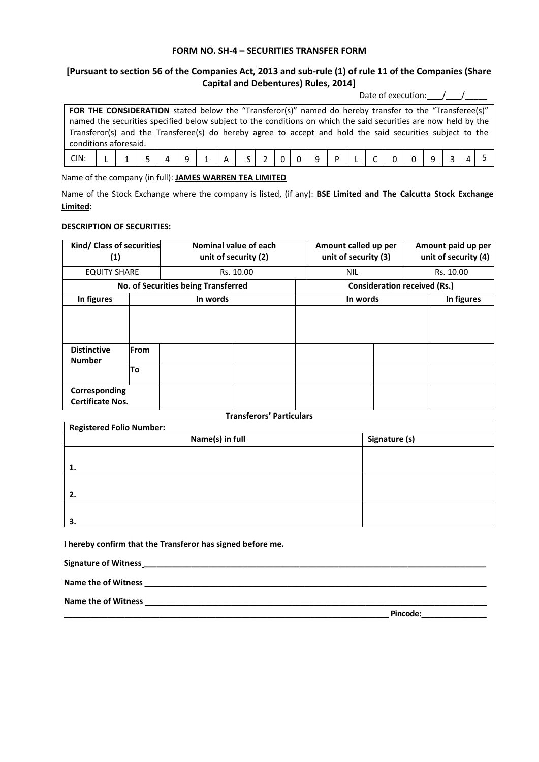**FORM NO. SH-4 – SECURITIES TRANSFER FORM**

**[Pursuant to section 56 of the Companies Act, 2013 and sub-rule (1) of rule 11 of the Companies (Share Capital and Debentures) Rules, 2014]**

Date of execution: ___/___/_____

**FOR THE CONSIDERATION** stated below the "Transferor(s)" named do hereby transfer to the "Transferee(s)" named the securities specified below subject to the conditions on which the said securities are now held by the Transferor(s) and the Transferee(s) do hereby agree to accept and hold the said securities subject to the conditions aforesaid.

| CIN: | L | 1 | 5 | 4 | 9 | 1 | A | S | 2 | 0 | 0 | 9 | P | L | C | 0 | 0 | 9 | 3 | 4 | 5 |
|---|---|---|---|---|---|---|---|---|---|---|---|---|---|---|---|---|---|---|---|---|---|

Name of the company (in full): **JAMES WARREN TEA LIMITED**

Name of the Stock Exchange where the company is listed, (if any): **BSE Limited and The Calcutta Stock Exchange Limited**:

**DESCRIPTION OF SECURITIES:**

| Kind/ Class of securities (1) | Nominal value of each unit of security (2) | Amount called up per unit of security (3) | Amount paid up per unit of security (4) |
|---|---|---|---|
| EQUITY SHARE | Rs. 10.00 | NIL | Rs. 10.00 |

| No. of Securities being Transferred | | Consideration received (Rs.) | |
|---|---|---|---|
| In figures | In words | In words | In figures |
| | | | |

| Distinctive Number | | | | | | |
|---|---|---|---|---|---|---|
| | From | | | | | |
| | To | | | | | |
| Corresponding Certificate Nos. | | | | | | |

**Transferors' Particulars**

| Registered Folio Number: | |
|---|---|
| Name(s) in full | Signature (s) |
| 1. | |
| 2. | |
| 3. | |

**I hereby confirm that the Transferor has signed before me.**

**Signature of Witness** ______________________________

**Name the of Witness** ______________________________

**Name the of Witness** ______________________________

______________________________ **Pincode:**______________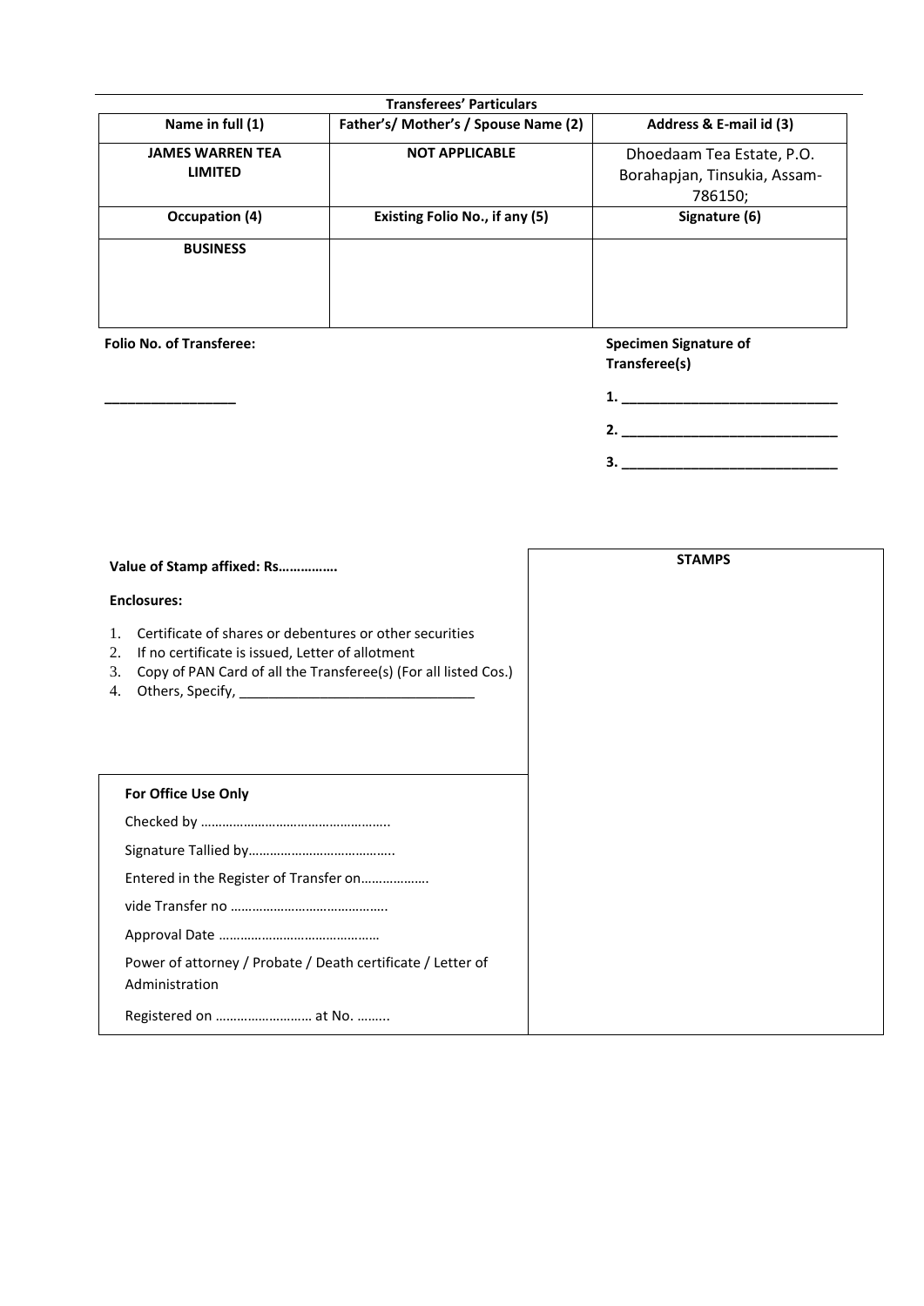**Transferees' Particulars**

| Name in full (1) | Father's/ Mother's / Spouse Name (2) | Address & E-mail id (3) |
|---|---|---|
| **JAMES WARREN TEA LIMITED** | **NOT APPLICABLE** | Dhoedaam Tea Estate, P.O. Borahapjan, Tinsukia, Assam-786150; |
| **Occupation (4)** | **Existing Folio No., if any (5)** | **Signature (6)** |
| **BUSINESS** | | |

**Folio No. of Transferee:**

_________________

**Specimen Signature of Transferee(s)**

**1.** ____________________________

**2.** ____________________________

**3.** ____________________________

**Value of Stamp affixed: Rs…………….**

**Enclosures:**

1. Certificate of shares or debentures or other securities
2. If no certificate is issued, Letter of allotment
3. Copy of PAN Card of all the Transferee(s) (For all listed Cos.)
4. Others, Specify, ________________________________

**STAMPS**

**For Office Use Only**

Checked by ……………………………………………..

Signature Tallied by…………………………………..

Entered in the Register of Transfer on……………….

vide Transfer no ……………………………………..

Approval Date ………………………………………

Power of attorney / Probate / Death certificate / Letter of Administration

Registered on ……………………… at No. ……..